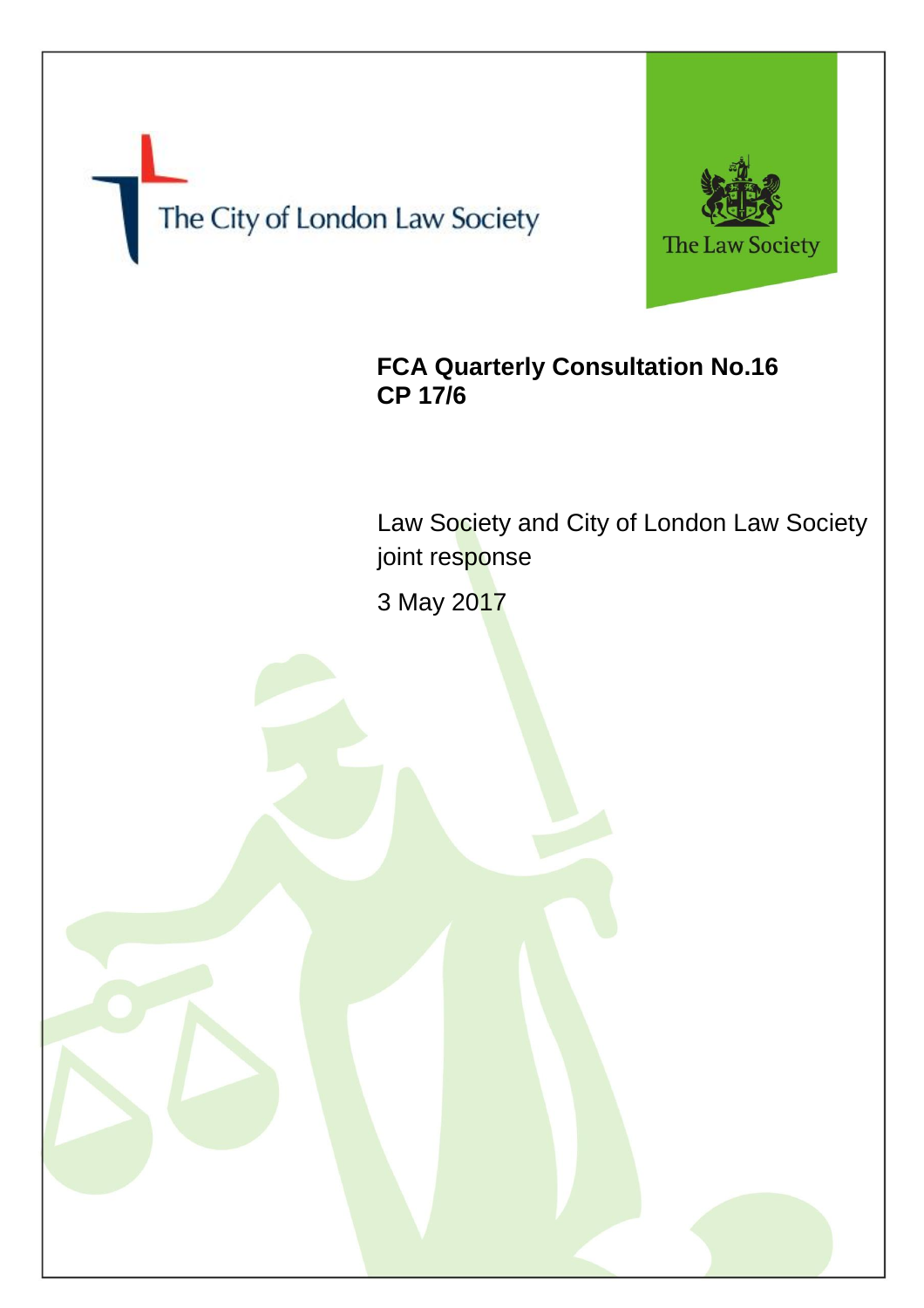The City of London Law Society

The Law Society

# FCA Quarterly Consultation No.16
# CP 17/6

Law Society and City of London Law Society joint response

3 May 2017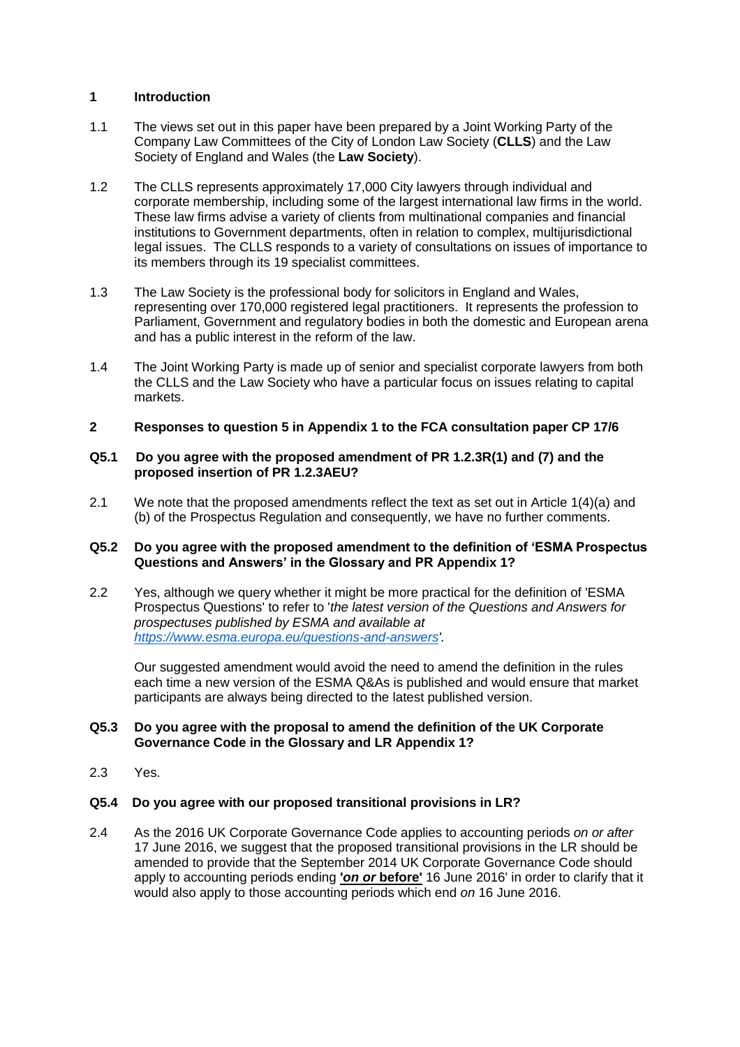## 1 Introduction

1.1 The views set out in this paper have been prepared by a Joint Working Party of the Company Law Committees of the City of London Law Society (**CLLS**) and the Law Society of England and Wales (the **Law Society**).

1.2 The CLLS represents approximately 17,000 City lawyers through individual and corporate membership, including some of the largest international law firms in the world. These law firms advise a variety of clients from multinational companies and financial institutions to Government departments, often in relation to complex, multijurisdictional legal issues. The CLLS responds to a variety of consultations on issues of importance to its members through its 19 specialist committees.

1.3 The Law Society is the professional body for solicitors in England and Wales, representing over 170,000 registered legal practitioners. It represents the profession to Parliament, Government and regulatory bodies in both the domestic and European arena and has a public interest in the reform of the law.

1.4 The Joint Working Party is made up of senior and specialist corporate lawyers from both the CLLS and the Law Society who have a particular focus on issues relating to capital markets.

## 2 Responses to question 5 in Appendix 1 to the FCA consultation paper CP 17/6

### Q5.1 Do you agree with the proposed amendment of PR 1.2.3R(1) and (7) and the proposed insertion of PR 1.2.3AEU?

2.1 We note that the proposed amendments reflect the text as set out in Article 1(4)(a) and (b) of the Prospectus Regulation and consequently, we have no further comments.

### Q5.2 Do you agree with the proposed amendment to the definition of 'ESMA Prospectus Questions and Answers' in the Glossary and PR Appendix 1?

2.2 Yes, although we query whether it might be more practical for the definition of 'ESMA Prospectus Questions' to refer to '*the latest version of the Questions and Answers for prospectuses published by ESMA and available at https://www.esma.europa.eu/questions-and-answers'*.

Our suggested amendment would avoid the need to amend the definition in the rules each time a new version of the ESMA Q&As is published and would ensure that market participants are always being directed to the latest published version.

### Q5.3 Do you agree with the proposal to amend the definition of the UK Corporate Governance Code in the Glossary and LR Appendix 1?

2.3 Yes.

### Q5.4 Do you agree with our proposed transitional provisions in LR?

2.4 As the 2016 UK Corporate Governance Code applies to accounting periods *on or after* 17 June 2016, we suggest that the proposed transitional provisions in the LR should be amended to provide that the September 2014 UK Corporate Governance Code should apply to accounting periods ending **'*on or* before'** 16 June 2016' in order to clarify that it would also apply to those accounting periods which end *on* 16 June 2016.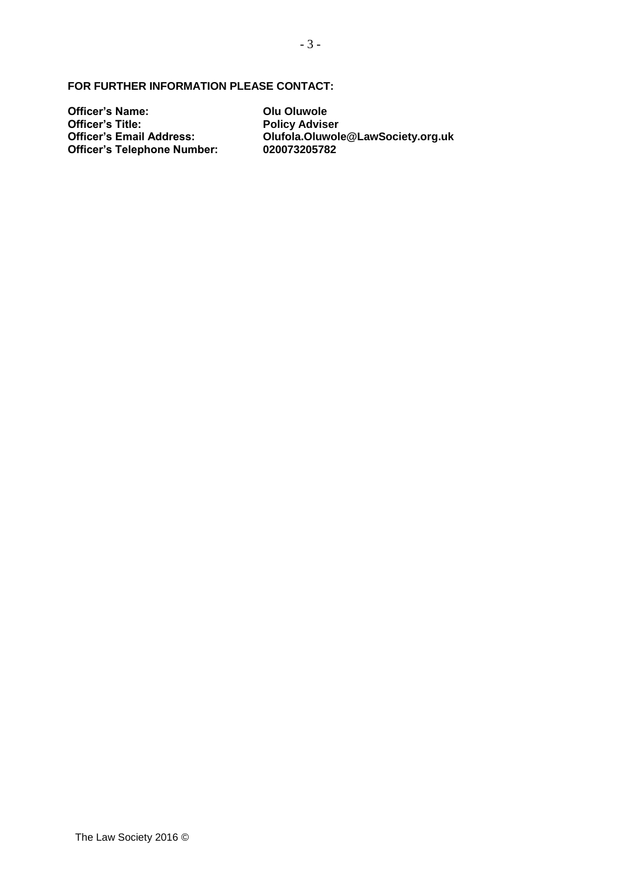**FOR FURTHER INFORMATION PLEASE CONTACT:**

| | |
|---|---|
| **Officer's Name:** | **Olu Oluwole** |
| **Officer's Title:** | **Policy Adviser** |
| **Officer's Email Address:** | **Olufola.Oluwole@LawSociety.org.uk** |
| **Officer's Telephone Number:** | **020073205782** |

The Law Society 2016 ©